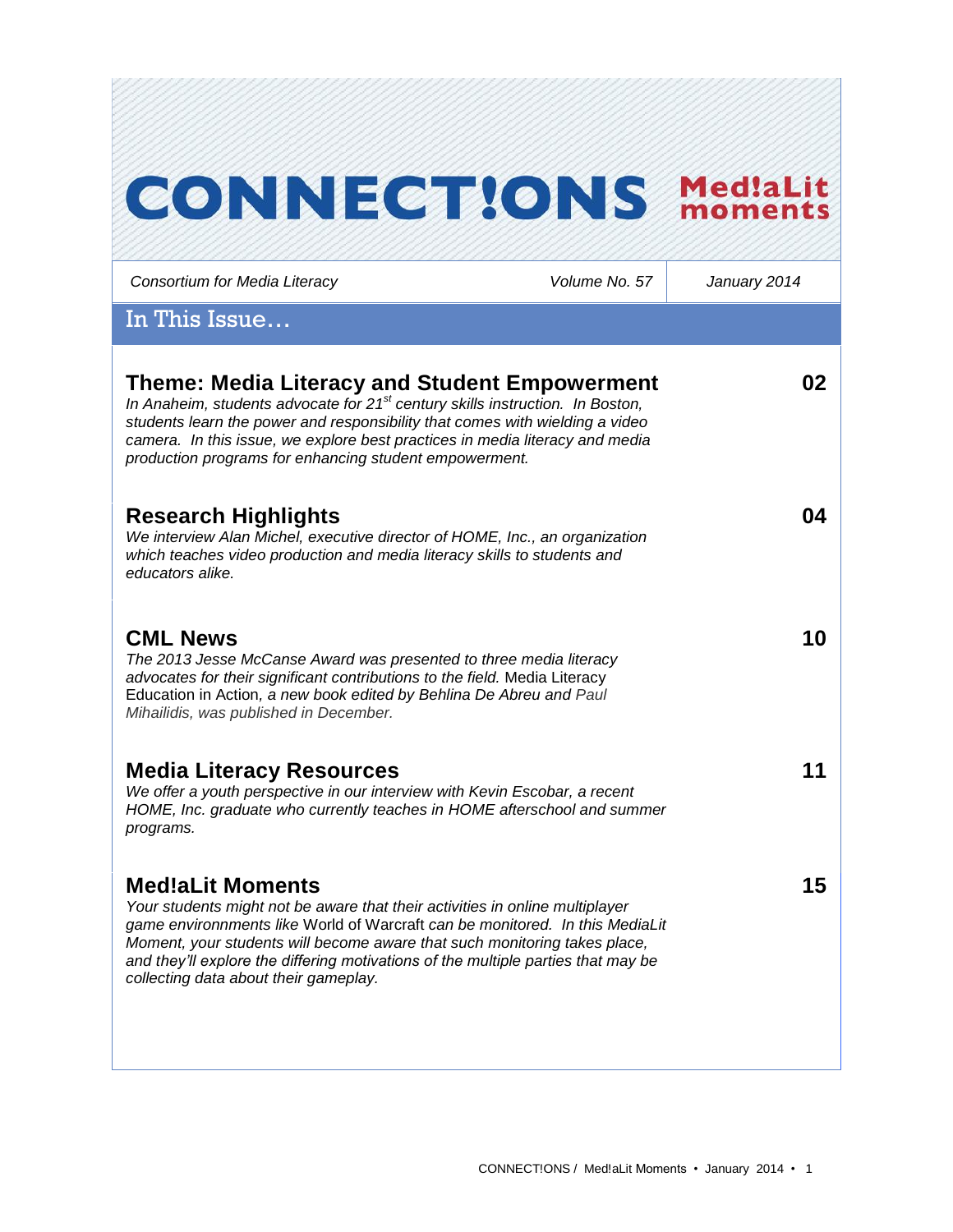# CONNECT!ONS Med!aLit moments

*Consortium for Media Literacy* | *Volume No. 57* | *January 2014*

## In This Issue…

### Theme: Media Literacy and Student Empowerment — 02

*In Anaheim, students advocate for 21st century skills instruction. In Boston, students learn the power and responsibility that comes with wielding a video camera. In this issue, we explore best practices in media literacy and media production programs for enhancing student empowerment.*

### Research Highlights — 04

*We interview Alan Michel, executive director of HOME, Inc., an organization which teaches video production and media literacy skills to students and educators alike.*

### CML News — 10

*The 2013 Jesse McCanse Award was presented to three media literacy advocates for their significant contributions to the field.* Media Literacy Education in Action*, a new book edited by Behlina De Abreu and Paul Mihailidis, was published in December.*

### Media Literacy Resources — 11

*We offer a youth perspective in our interview with Kevin Escobar, a recent HOME, Inc. graduate who currently teaches in HOME afterschool and summer programs.*

### Med!aLit Moments — 15

*Your students might not be aware that their activities in online multiplayer game environnments like* World of Warcraft *can be monitored. In this MediaLit Moment, your students will become aware that such monitoring takes place, and they'll explore the differing motivations of the multiple parties that may be collecting data about their gameplay.*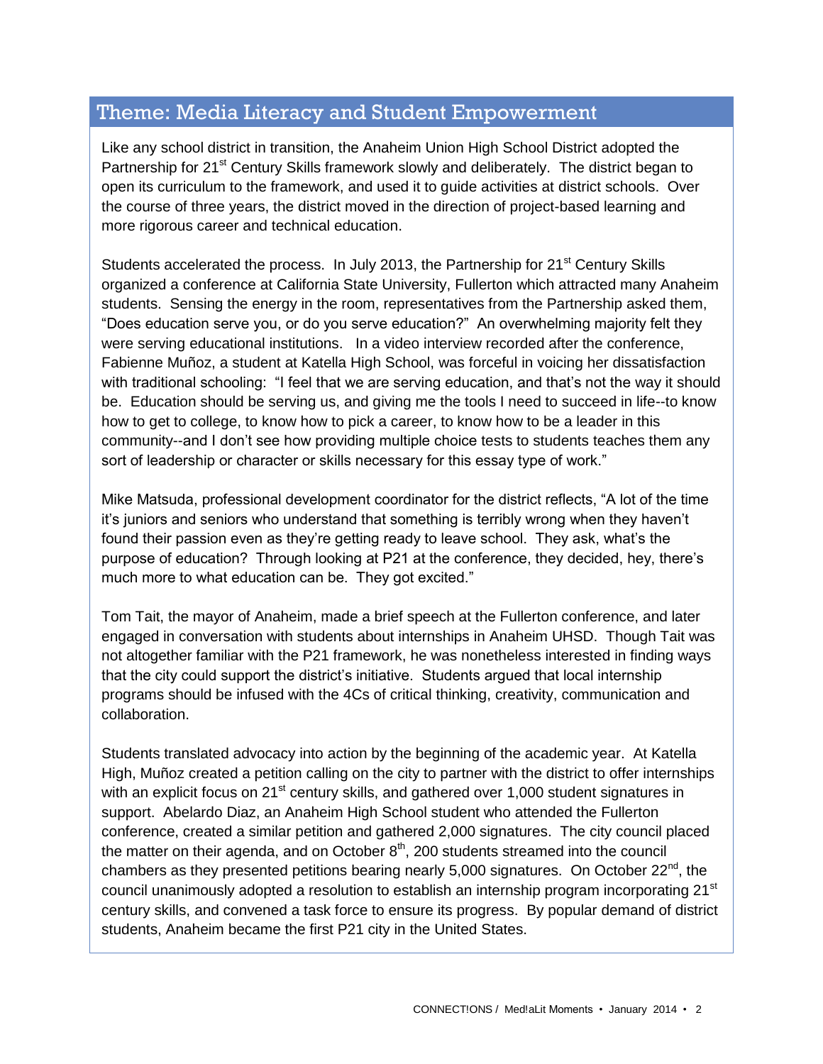## Theme: Media Literacy and Student Empowerment

Like any school district in transition, the Anaheim Union High School District adopted the Partnership for 21st Century Skills framework slowly and deliberately. The district began to open its curriculum to the framework, and used it to guide activities at district schools. Over the course of three years, the district moved in the direction of project-based learning and more rigorous career and technical education.

Students accelerated the process. In July 2013, the Partnership for 21st Century Skills organized a conference at California State University, Fullerton which attracted many Anaheim students. Sensing the energy in the room, representatives from the Partnership asked them, "Does education serve you, or do you serve education?" An overwhelming majority felt they were serving educational institutions. In a video interview recorded after the conference, Fabienne Muñoz, a student at Katella High School, was forceful in voicing her dissatisfaction with traditional schooling: "I feel that we are serving education, and that's not the way it should be. Education should be serving us, and giving me the tools I need to succeed in life--to know how to get to college, to know how to pick a career, to know how to be a leader in this community--and I don't see how providing multiple choice tests to students teaches them any sort of leadership or character or skills necessary for this essay type of work."

Mike Matsuda, professional development coordinator for the district reflects, "A lot of the time it's juniors and seniors who understand that something is terribly wrong when they haven't found their passion even as they're getting ready to leave school. They ask, what's the purpose of education? Through looking at P21 at the conference, they decided, hey, there's much more to what education can be. They got excited."

Tom Tait, the mayor of Anaheim, made a brief speech at the Fullerton conference, and later engaged in conversation with students about internships in Anaheim UHSD. Though Tait was not altogether familiar with the P21 framework, he was nonetheless interested in finding ways that the city could support the district's initiative. Students argued that local internship programs should be infused with the 4Cs of critical thinking, creativity, communication and collaboration.

Students translated advocacy into action by the beginning of the academic year. At Katella High, Muñoz created a petition calling on the city to partner with the district to offer internships with an explicit focus on 21st century skills, and gathered over 1,000 student signatures in support. Abelardo Diaz, an Anaheim High School student who attended the Fullerton conference, created a similar petition and gathered 2,000 signatures. The city council placed the matter on their agenda, and on October 8th, 200 students streamed into the council chambers as they presented petitions bearing nearly 5,000 signatures. On October 22nd, the council unanimously adopted a resolution to establish an internship program incorporating 21st century skills, and convened a task force to ensure its progress. By popular demand of district students, Anaheim became the first P21 city in the United States.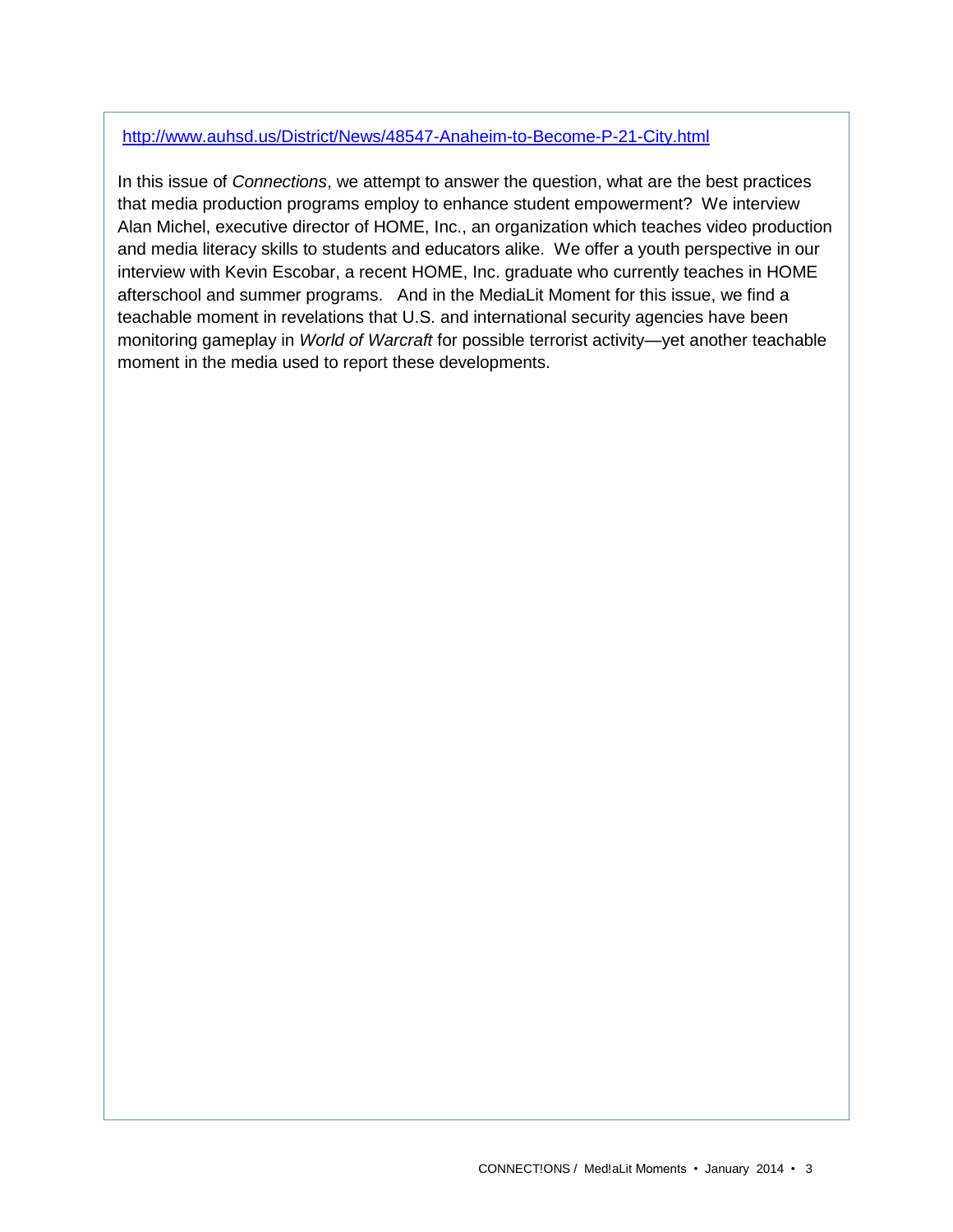http://www.auhsd.us/District/News/48547-Anaheim-to-Become-P-21-City.html

In this issue of *Connections*, we attempt to answer the question, what are the best practices that media production programs employ to enhance student empowerment? We interview Alan Michel, executive director of HOME, Inc., an organization which teaches video production and media literacy skills to students and educators alike. We offer a youth perspective in our interview with Kevin Escobar, a recent HOME, Inc. graduate who currently teaches in HOME afterschool and summer programs. And in the MediaLit Moment for this issue, we find a teachable moment in revelations that U.S. and international security agencies have been monitoring gameplay in *World of Warcraft* for possible terrorist activity—yet another teachable moment in the media used to report these developments.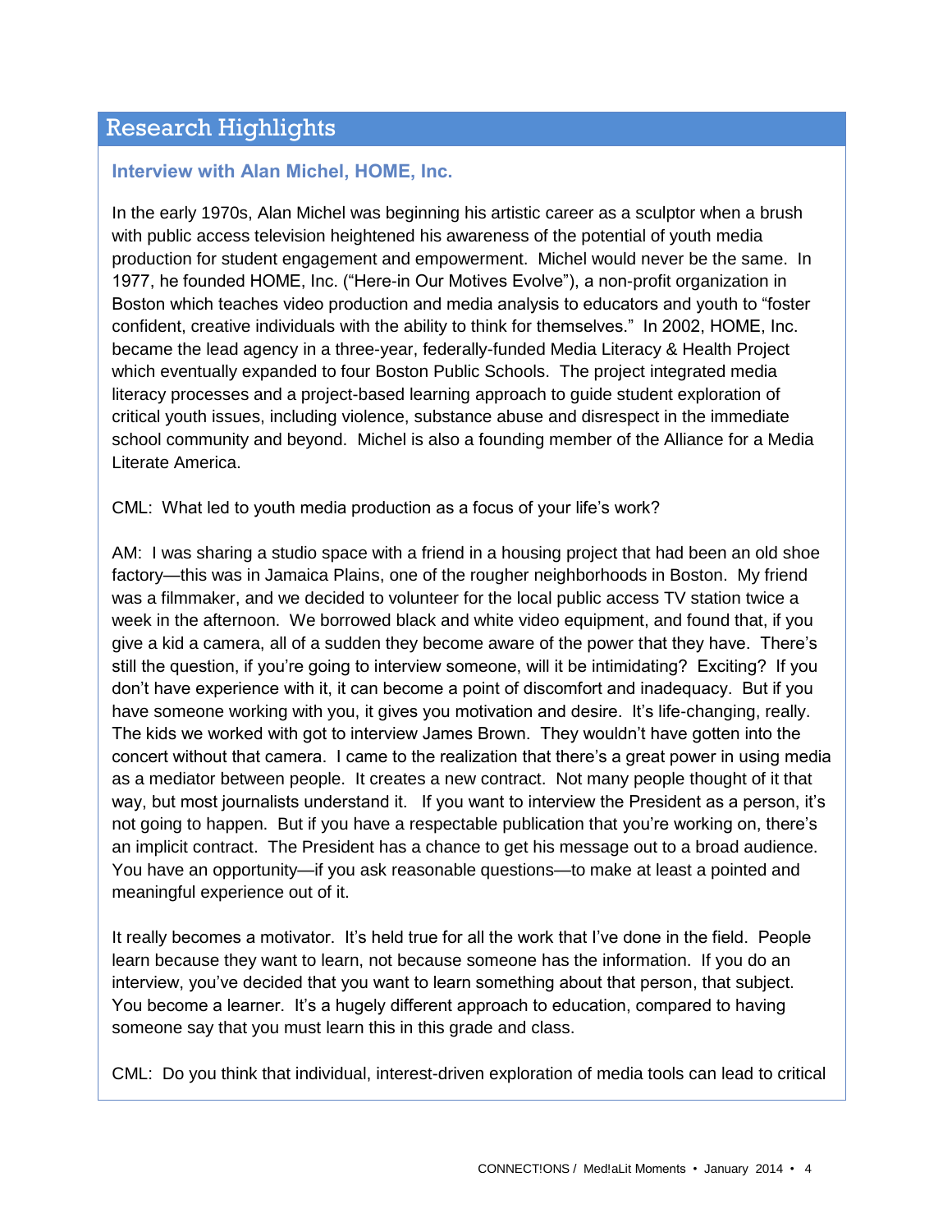## Research Highlights

### Interview with Alan Michel, HOME, Inc.

In the early 1970s, Alan Michel was beginning his artistic career as a sculptor when a brush with public access television heightened his awareness of the potential of youth media production for student engagement and empowerment. Michel would never be the same. In 1977, he founded HOME, Inc. ("Here-in Our Motives Evolve"), a non-profit organization in Boston which teaches video production and media analysis to educators and youth to "foster confident, creative individuals with the ability to think for themselves." In 2002, HOME, Inc. became the lead agency in a three-year, federally-funded Media Literacy & Health Project which eventually expanded to four Boston Public Schools. The project integrated media literacy processes and a project-based learning approach to guide student exploration of critical youth issues, including violence, substance abuse and disrespect in the immediate school community and beyond. Michel is also a founding member of the Alliance for a Media Literate America.

CML: What led to youth media production as a focus of your life's work?

AM: I was sharing a studio space with a friend in a housing project that had been an old shoe factory—this was in Jamaica Plains, one of the rougher neighborhoods in Boston. My friend was a filmmaker, and we decided to volunteer for the local public access TV station twice a week in the afternoon. We borrowed black and white video equipment, and found that, if you give a kid a camera, all of a sudden they become aware of the power that they have. There's still the question, if you're going to interview someone, will it be intimidating? Exciting? If you don't have experience with it, it can become a point of discomfort and inadequacy. But if you have someone working with you, it gives you motivation and desire. It's life-changing, really. The kids we worked with got to interview James Brown. They wouldn't have gotten into the concert without that camera. I came to the realization that there's a great power in using media as a mediator between people. It creates a new contract. Not many people thought of it that way, but most journalists understand it. If you want to interview the President as a person, it's not going to happen. But if you have a respectable publication that you're working on, there's an implicit contract. The President has a chance to get his message out to a broad audience. You have an opportunity—if you ask reasonable questions—to make at least a pointed and meaningful experience out of it.

It really becomes a motivator. It's held true for all the work that I've done in the field. People learn because they want to learn, not because someone has the information. If you do an interview, you've decided that you want to learn something about that person, that subject. You become a learner. It's a hugely different approach to education, compared to having someone say that you must learn this in this grade and class.

CML: Do you think that individual, interest-driven exploration of media tools can lead to critical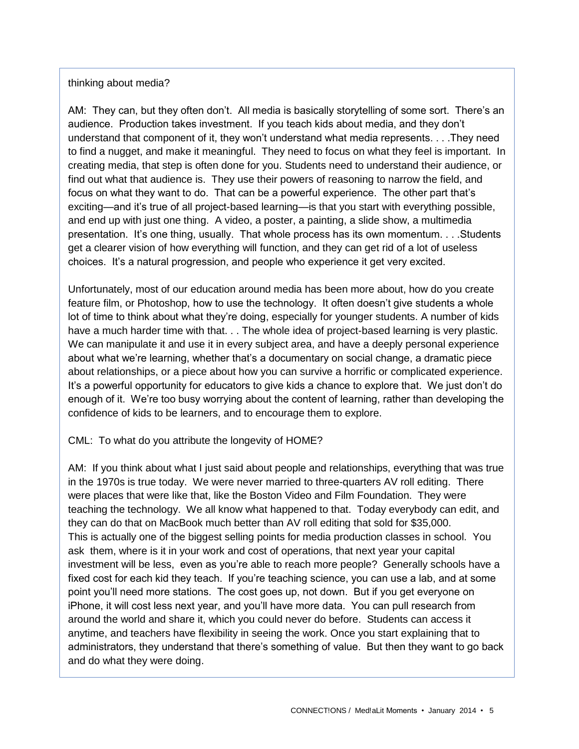thinking about media?

AM: They can, but they often don't. All media is basically storytelling of some sort. There's an audience. Production takes investment. If you teach kids about media, and they don't understand that component of it, they won't understand what media represents. . . .They need to find a nugget, and make it meaningful. They need to focus on what they feel is important. In creating media, that step is often done for you. Students need to understand their audience, or find out what that audience is. They use their powers of reasoning to narrow the field, and focus on what they want to do. That can be a powerful experience. The other part that's exciting—and it's true of all project-based learning—is that you start with everything possible, and end up with just one thing. A video, a poster, a painting, a slide show, a multimedia presentation. It's one thing, usually. That whole process has its own momentum. . . .Students get a clearer vision of how everything will function, and they can get rid of a lot of useless choices. It's a natural progression, and people who experience it get very excited.

Unfortunately, most of our education around media has been more about, how do you create feature film, or Photoshop, how to use the technology. It often doesn't give students a whole lot of time to think about what they're doing, especially for younger students. A number of kids have a much harder time with that. . . The whole idea of project-based learning is very plastic. We can manipulate it and use it in every subject area, and have a deeply personal experience about what we're learning, whether that's a documentary on social change, a dramatic piece about relationships, or a piece about how you can survive a horrific or complicated experience. It's a powerful opportunity for educators to give kids a chance to explore that. We just don't do enough of it. We're too busy worrying about the content of learning, rather than developing the confidence of kids to be learners, and to encourage them to explore.

CML: To what do you attribute the longevity of HOME?

AM: If you think about what I just said about people and relationships, everything that was true in the 1970s is true today. We were never married to three-quarters AV roll editing. There were places that were like that, like the Boston Video and Film Foundation. They were teaching the technology. We all know what happened to that. Today everybody can edit, and they can do that on MacBook much better than AV roll editing that sold for $35,000. This is actually one of the biggest selling points for media production classes in school. You ask them, where is it in your work and cost of operations, that next year your capital investment will be less, even as you're able to reach more people? Generally schools have a fixed cost for each kid they teach. If you're teaching science, you can use a lab, and at some point you'll need more stations. The cost goes up, not down. But if you get everyone on iPhone, it will cost less next year, and you'll have more data. You can pull research from around the world and share it, which you could never do before. Students can access it anytime, and teachers have flexibility in seeing the work. Once you start explaining that to administrators, they understand that there's something of value. But then they want to go back and do what they were doing.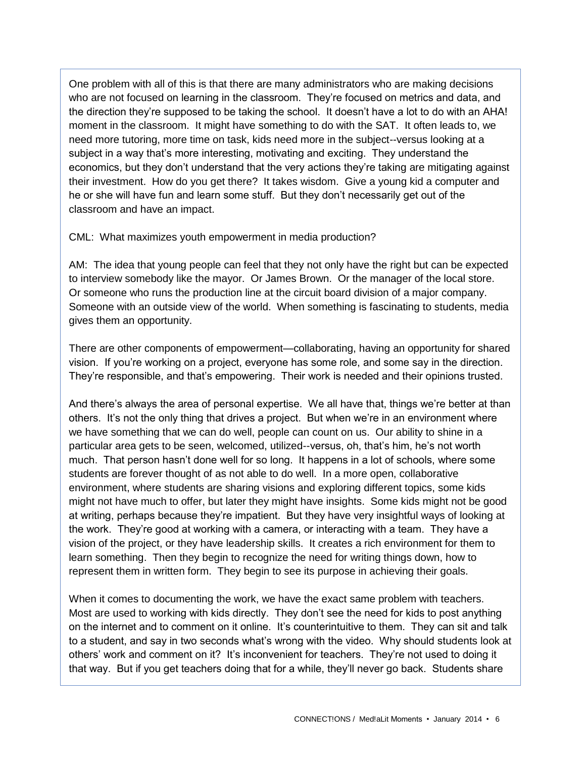One problem with all of this is that there are many administrators who are making decisions who are not focused on learning in the classroom. They're focused on metrics and data, and the direction they're supposed to be taking the school. It doesn't have a lot to do with an AHA! moment in the classroom. It might have something to do with the SAT. It often leads to, we need more tutoring, more time on task, kids need more in the subject--versus looking at a subject in a way that's more interesting, motivating and exciting. They understand the economics, but they don't understand that the very actions they're taking are mitigating against their investment. How do you get there? It takes wisdom. Give a young kid a computer and he or she will have fun and learn some stuff. But they don't necessarily get out of the classroom and have an impact.

CML: What maximizes youth empowerment in media production?

AM: The idea that young people can feel that they not only have the right but can be expected to interview somebody like the mayor. Or James Brown. Or the manager of the local store. Or someone who runs the production line at the circuit board division of a major company. Someone with an outside view of the world. When something is fascinating to students, media gives them an opportunity.

There are other components of empowerment—collaborating, having an opportunity for shared vision. If you're working on a project, everyone has some role, and some say in the direction. They're responsible, and that's empowering. Their work is needed and their opinions trusted.

And there's always the area of personal expertise. We all have that, things we're better at than others. It's not the only thing that drives a project. But when we're in an environment where we have something that we can do well, people can count on us. Our ability to shine in a particular area gets to be seen, welcomed, utilized--versus, oh, that's him, he's not worth much. That person hasn't done well for so long. It happens in a lot of schools, where some students are forever thought of as not able to do well. In a more open, collaborative environment, where students are sharing visions and exploring different topics, some kids might not have much to offer, but later they might have insights. Some kids might not be good at writing, perhaps because they're impatient. But they have very insightful ways of looking at the work. They're good at working with a camera, or interacting with a team. They have a vision of the project, or they have leadership skills. It creates a rich environment for them to learn something. Then they begin to recognize the need for writing things down, how to represent them in written form. They begin to see its purpose in achieving their goals.

When it comes to documenting the work, we have the exact same problem with teachers. Most are used to working with kids directly. They don't see the need for kids to post anything on the internet and to comment on it online. It's counterintuitive to them. They can sit and talk to a student, and say in two seconds what's wrong with the video. Why should students look at others' work and comment on it? It's inconvenient for teachers. They're not used to doing it that way. But if you get teachers doing that for a while, they'll never go back. Students share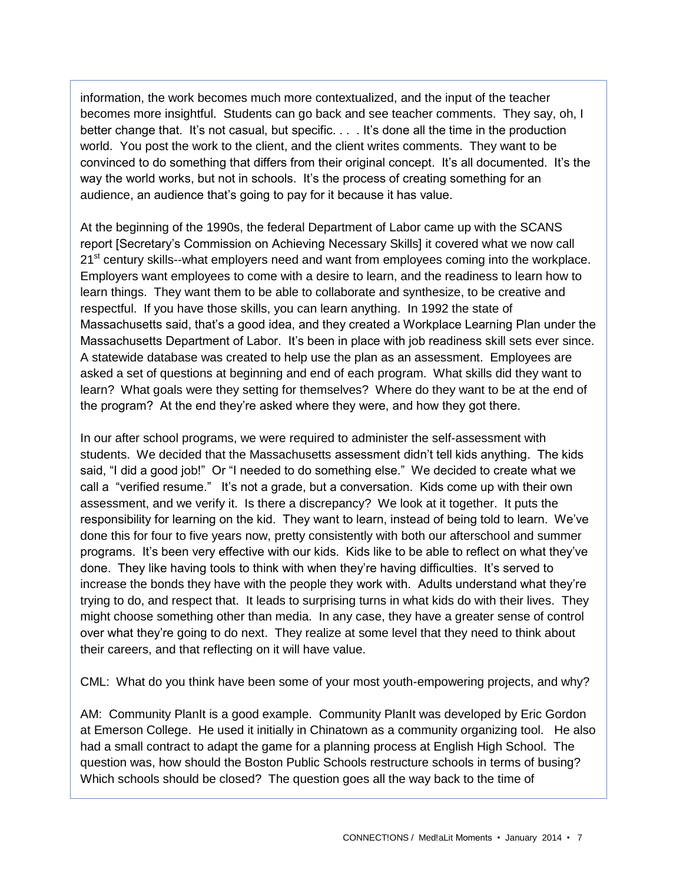information, the work becomes much more contextualized, and the input of the teacher becomes more insightful. Students can go back and see teacher comments. They say, oh, I better change that. It's not casual, but specific. . . . It's done all the time in the production world. You post the work to the client, and the client writes comments. They want to be convinced to do something that differs from their original concept. It's all documented. It's the way the world works, but not in schools. It's the process of creating something for an audience, an audience that's going to pay for it because it has value.

At the beginning of the 1990s, the federal Department of Labor came up with the SCANS report [Secretary's Commission on Achieving Necessary Skills] it covered what we now call 21st century skills--what employers need and want from employees coming into the workplace. Employers want employees to come with a desire to learn, and the readiness to learn how to learn things. They want them to be able to collaborate and synthesize, to be creative and respectful. If you have those skills, you can learn anything. In 1992 the state of Massachusetts said, that's a good idea, and they created a Workplace Learning Plan under the Massachusetts Department of Labor. It's been in place with job readiness skill sets ever since. A statewide database was created to help use the plan as an assessment. Employees are asked a set of questions at beginning and end of each program. What skills did they want to learn? What goals were they setting for themselves? Where do they want to be at the end of the program? At the end they're asked where they were, and how they got there.

In our after school programs, we were required to administer the self-assessment with students. We decided that the Massachusetts assessment didn't tell kids anything. The kids said, "I did a good job!" Or "I needed to do something else." We decided to create what we call a "verified resume." It's not a grade, but a conversation. Kids come up with their own assessment, and we verify it. Is there a discrepancy? We look at it together. It puts the responsibility for learning on the kid. They want to learn, instead of being told to learn. We've done this for four to five years now, pretty consistently with both our afterschool and summer programs. It's been very effective with our kids. Kids like to be able to reflect on what they've done. They like having tools to think with when they're having difficulties. It's served to increase the bonds they have with the people they work with. Adults understand what they're trying to do, and respect that. It leads to surprising turns in what kids do with their lives. They might choose something other than media. In any case, they have a greater sense of control over what they're going to do next. They realize at some level that they need to think about their careers, and that reflecting on it will have value.

CML: What do you think have been some of your most youth-empowering projects, and why?

AM: Community PlanIt is a good example. Community PlanIt was developed by Eric Gordon at Emerson College. He used it initially in Chinatown as a community organizing tool. He also had a small contract to adapt the game for a planning process at English High School. The question was, how should the Boston Public Schools restructure schools in terms of busing? Which schools should be closed? The question goes all the way back to the time of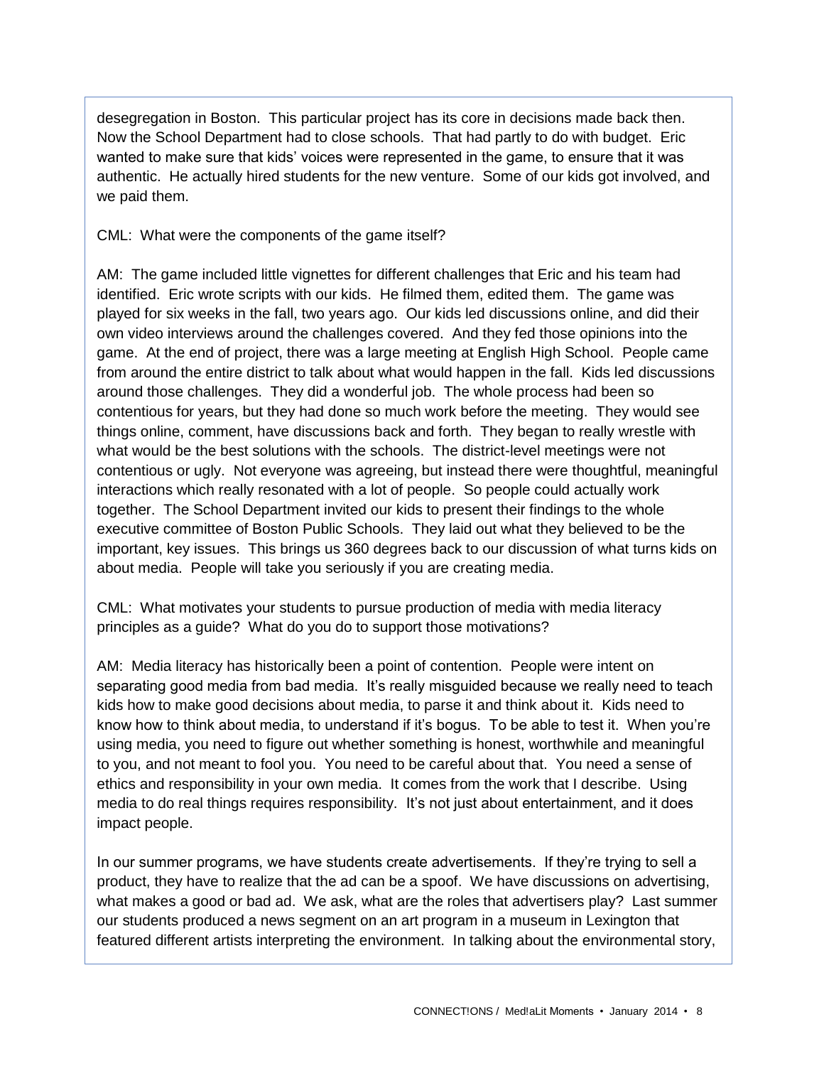desegregation in Boston. This particular project has its core in decisions made back then. Now the School Department had to close schools. That had partly to do with budget. Eric wanted to make sure that kids' voices were represented in the game, to ensure that it was authentic. He actually hired students for the new venture. Some of our kids got involved, and we paid them.

CML: What were the components of the game itself?

AM: The game included little vignettes for different challenges that Eric and his team had identified. Eric wrote scripts with our kids. He filmed them, edited them. The game was played for six weeks in the fall, two years ago. Our kids led discussions online, and did their own video interviews around the challenges covered. And they fed those opinions into the game. At the end of project, there was a large meeting at English High School. People came from around the entire district to talk about what would happen in the fall. Kids led discussions around those challenges. They did a wonderful job. The whole process had been so contentious for years, but they had done so much work before the meeting. They would see things online, comment, have discussions back and forth. They began to really wrestle with what would be the best solutions with the schools. The district-level meetings were not contentious or ugly. Not everyone was agreeing, but instead there were thoughtful, meaningful interactions which really resonated with a lot of people. So people could actually work together. The School Department invited our kids to present their findings to the whole executive committee of Boston Public Schools. They laid out what they believed to be the important, key issues. This brings us 360 degrees back to our discussion of what turns kids on about media. People will take you seriously if you are creating media.

CML: What motivates your students to pursue production of media with media literacy principles as a guide? What do you do to support those motivations?

AM: Media literacy has historically been a point of contention. People were intent on separating good media from bad media. It's really misguided because we really need to teach kids how to make good decisions about media, to parse it and think about it. Kids need to know how to think about media, to understand if it's bogus. To be able to test it. When you're using media, you need to figure out whether something is honest, worthwhile and meaningful to you, and not meant to fool you. You need to be careful about that. You need a sense of ethics and responsibility in your own media. It comes from the work that I describe. Using media to do real things requires responsibility. It's not just about entertainment, and it does impact people.

In our summer programs, we have students create advertisements. If they're trying to sell a product, they have to realize that the ad can be a spoof. We have discussions on advertising, what makes a good or bad ad. We ask, what are the roles that advertisers play? Last summer our students produced a news segment on an art program in a museum in Lexington that featured different artists interpreting the environment. In talking about the environmental story,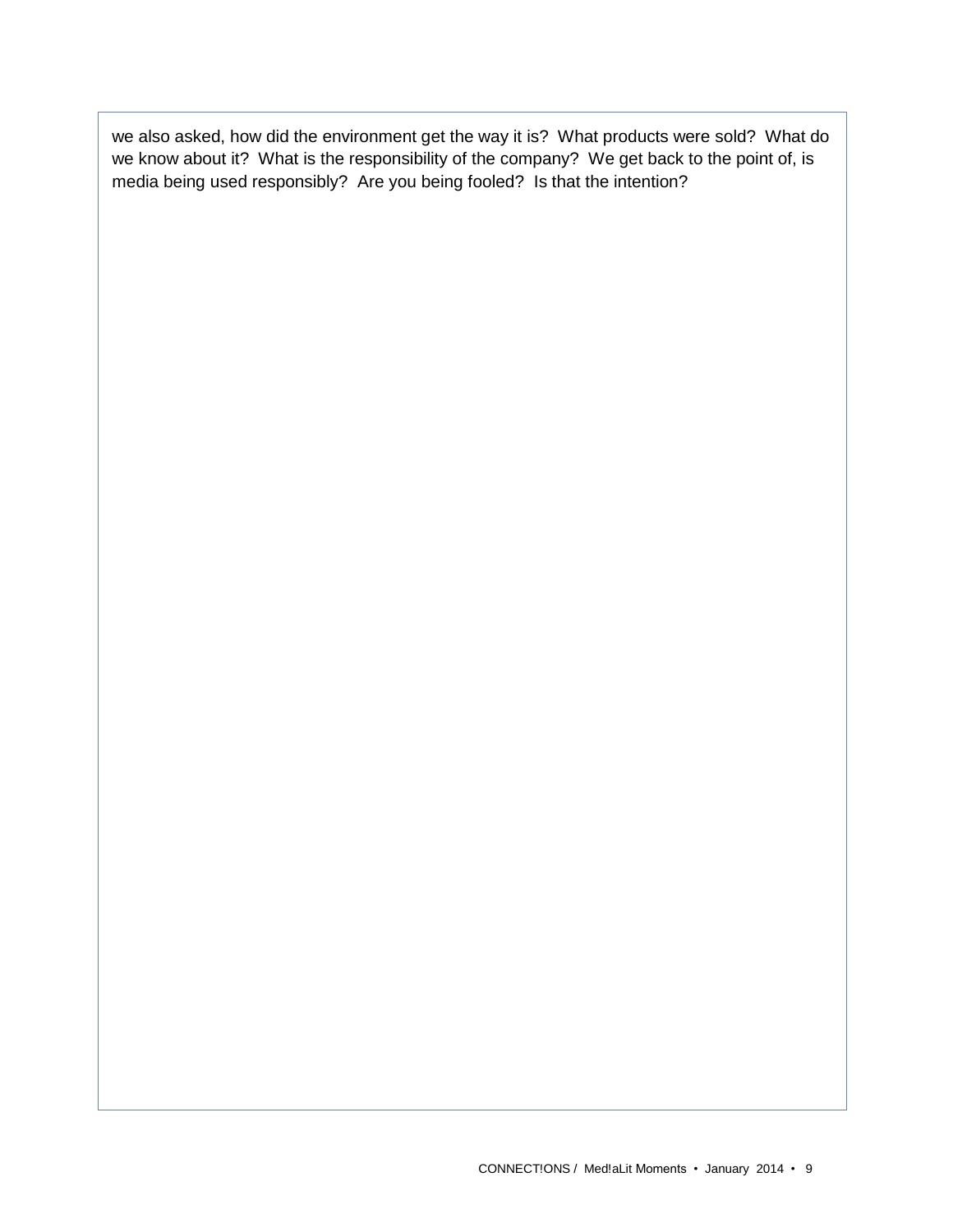we also asked, how did the environment get the way it is? What products were sold? What do we know about it? What is the responsibility of the company? We get back to the point of, is media being used responsibly? Are you being fooled? Is that the intention?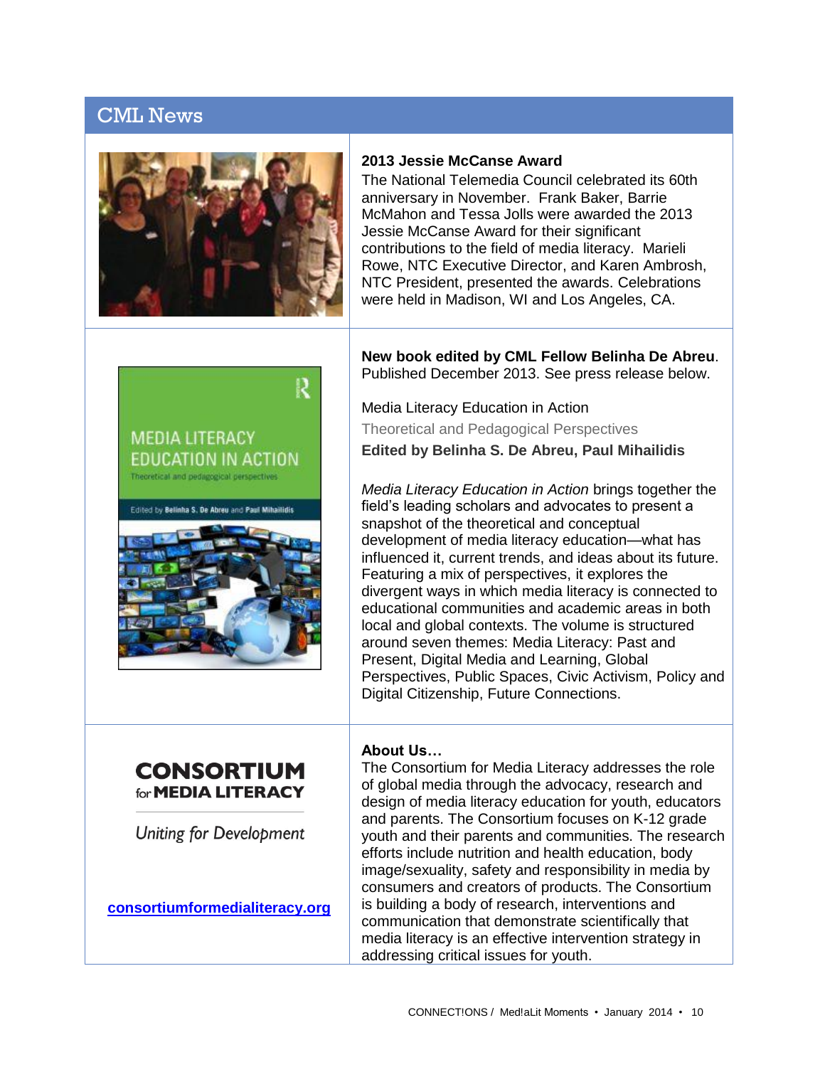## CML News

**2013 Jessie McCanse Award**

The National Telemedia Council celebrated its 60th anniversary in November. Frank Baker, Barrie McMahon and Tessa Jolls were awarded the 2013 Jessie McCanse Award for their significant contributions to the field of media literacy. Marieli Rowe, NTC Executive Director, and Karen Ambrosh, NTC President, presented the awards. Celebrations were held in Madison, WI and Los Angeles, CA.

**New book edited by CML Fellow Belinha De Abreu**. Published December 2013. See press release below.

Media Literacy Education in Action

Theoretical and Pedagogical Perspectives

**Edited by Belinha S. De Abreu, Paul Mihailidis**

*Media Literacy Education in Action* brings together the field's leading scholars and advocates to present a snapshot of the theoretical and conceptual development of media literacy education—what has influenced it, current trends, and ideas about its future. Featuring a mix of perspectives, it explores the divergent ways in which media literacy is connected to educational communities and academic areas in both local and global contexts. The volume is structured around seven themes: Media Literacy: Past and Present, Digital Media and Learning, Global Perspectives, Public Spaces, Civic Activism, Policy and Digital Citizenship, Future Connections.

**CONSORTIUM for MEDIA LITERACY**

*Uniting for Development*

[consortiumformedialiteracy.org](consortiumformedialiteracy.org)

**About Us…**

The Consortium for Media Literacy addresses the role of global media through the advocacy, research and design of media literacy education for youth, educators and parents. The Consortium focuses on K-12 grade youth and their parents and communities. The research efforts include nutrition and health education, body image/sexuality, safety and responsibility in media by consumers and creators of products. The Consortium is building a body of research, interventions and communication that demonstrate scientifically that media literacy is an effective intervention strategy in addressing critical issues for youth.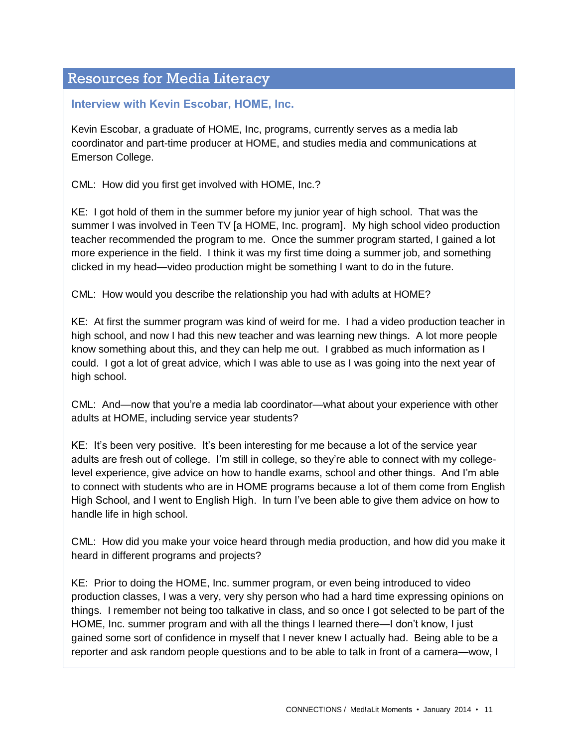## Resources for Media Literacy

### Interview with Kevin Escobar, HOME, Inc.

Kevin Escobar, a graduate of HOME, Inc, programs, currently serves as a media lab coordinator and part-time producer at HOME, and studies media and communications at Emerson College.

CML: How did you first get involved with HOME, Inc.?

KE: I got hold of them in the summer before my junior year of high school. That was the summer I was involved in Teen TV [a HOME, Inc. program]. My high school video production teacher recommended the program to me. Once the summer program started, I gained a lot more experience in the field. I think it was my first time doing a summer job, and something clicked in my head—video production might be something I want to do in the future.

CML: How would you describe the relationship you had with adults at HOME?

KE: At first the summer program was kind of weird for me. I had a video production teacher in high school, and now I had this new teacher and was learning new things. A lot more people know something about this, and they can help me out. I grabbed as much information as I could. I got a lot of great advice, which I was able to use as I was going into the next year of high school.

CML: And—now that you're a media lab coordinator—what about your experience with other adults at HOME, including service year students?

KE: It's been very positive. It's been interesting for me because a lot of the service year adults are fresh out of college. I'm still in college, so they're able to connect with my college-level experience, give advice on how to handle exams, school and other things. And I'm able to connect with students who are in HOME programs because a lot of them come from English High School, and I went to English High. In turn I've been able to give them advice on how to handle life in high school.

CML: How did you make your voice heard through media production, and how did you make it heard in different programs and projects?

KE: Prior to doing the HOME, Inc. summer program, or even being introduced to video production classes, I was a very, very shy person who had a hard time expressing opinions on things. I remember not being too talkative in class, and so once I got selected to be part of the HOME, Inc. summer program and with all the things I learned there—I don't know, I just gained some sort of confidence in myself that I never knew I actually had. Being able to be a reporter and ask random people questions and to be able to talk in front of a camera—wow, I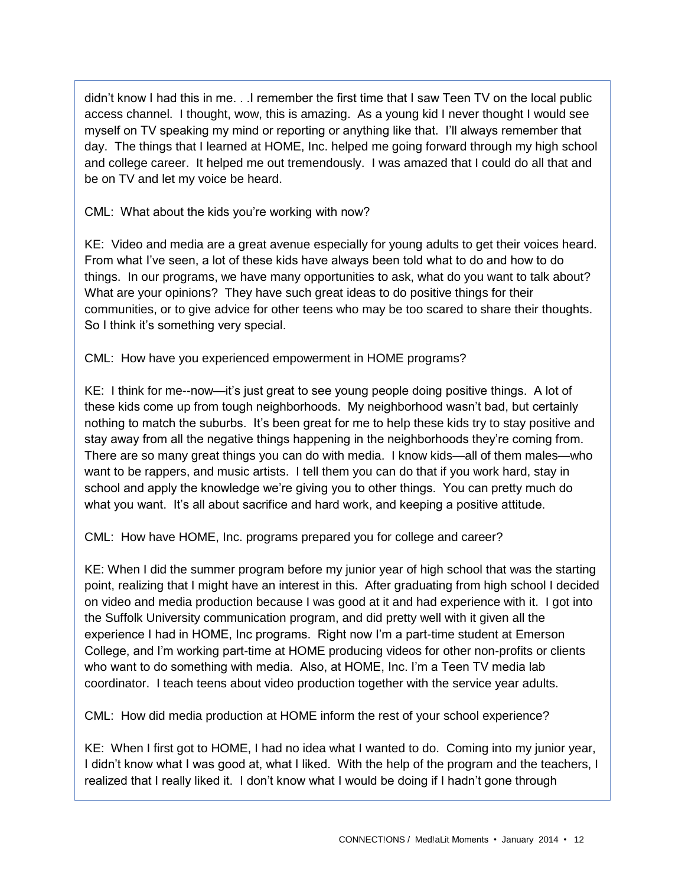didn't know I had this in me. . .I remember the first time that I saw Teen TV on the local public access channel. I thought, wow, this is amazing. As a young kid I never thought I would see myself on TV speaking my mind or reporting or anything like that. I'll always remember that day. The things that I learned at HOME, Inc. helped me going forward through my high school and college career. It helped me out tremendously. I was amazed that I could do all that and be on TV and let my voice be heard.

CML: What about the kids you're working with now?

KE: Video and media are a great avenue especially for young adults to get their voices heard. From what I've seen, a lot of these kids have always been told what to do and how to do things. In our programs, we have many opportunities to ask, what do you want to talk about? What are your opinions? They have such great ideas to do positive things for their communities, or to give advice for other teens who may be too scared to share their thoughts. So I think it's something very special.

CML: How have you experienced empowerment in HOME programs?

KE: I think for me--now—it's just great to see young people doing positive things. A lot of these kids come up from tough neighborhoods. My neighborhood wasn't bad, but certainly nothing to match the suburbs. It's been great for me to help these kids try to stay positive and stay away from all the negative things happening in the neighborhoods they're coming from. There are so many great things you can do with media. I know kids—all of them males—who want to be rappers, and music artists. I tell them you can do that if you work hard, stay in school and apply the knowledge we're giving you to other things. You can pretty much do what you want. It's all about sacrifice and hard work, and keeping a positive attitude.

CML: How have HOME, Inc. programs prepared you for college and career?

KE: When I did the summer program before my junior year of high school that was the starting point, realizing that I might have an interest in this. After graduating from high school I decided on video and media production because I was good at it and had experience with it. I got into the Suffolk University communication program, and did pretty well with it given all the experience I had in HOME, Inc programs. Right now I'm a part-time student at Emerson College, and I'm working part-time at HOME producing videos for other non-profits or clients who want to do something with media. Also, at HOME, Inc. I'm a Teen TV media lab coordinator. I teach teens about video production together with the service year adults.

CML: How did media production at HOME inform the rest of your school experience?

KE: When I first got to HOME, I had no idea what I wanted to do. Coming into my junior year, I didn't know what I was good at, what I liked. With the help of the program and the teachers, I realized that I really liked it. I don't know what I would be doing if I hadn't gone through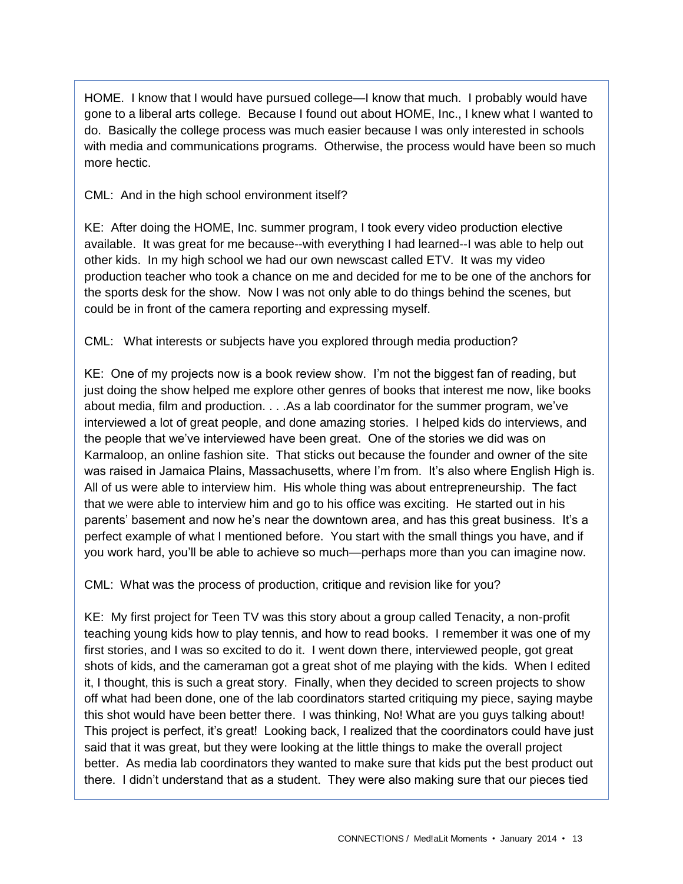HOME. I know that I would have pursued college—I know that much. I probably would have gone to a liberal arts college. Because I found out about HOME, Inc., I knew what I wanted to do. Basically the college process was much easier because I was only interested in schools with media and communications programs. Otherwise, the process would have been so much more hectic.

CML: And in the high school environment itself?

KE: After doing the HOME, Inc. summer program, I took every video production elective available. It was great for me because--with everything I had learned--I was able to help out other kids. In my high school we had our own newscast called ETV. It was my video production teacher who took a chance on me and decided for me to be one of the anchors for the sports desk for the show. Now I was not only able to do things behind the scenes, but could be in front of the camera reporting and expressing myself.

CML: What interests or subjects have you explored through media production?

KE: One of my projects now is a book review show. I'm not the biggest fan of reading, but just doing the show helped me explore other genres of books that interest me now, like books about media, film and production. . . .As a lab coordinator for the summer program, we've interviewed a lot of great people, and done amazing stories. I helped kids do interviews, and the people that we've interviewed have been great. One of the stories we did was on Karmaloop, an online fashion site. That sticks out because the founder and owner of the site was raised in Jamaica Plains, Massachusetts, where I'm from. It's also where English High is. All of us were able to interview him. His whole thing was about entrepreneurship. The fact that we were able to interview him and go to his office was exciting. He started out in his parents' basement and now he's near the downtown area, and has this great business. It's a perfect example of what I mentioned before. You start with the small things you have, and if you work hard, you'll be able to achieve so much—perhaps more than you can imagine now.

CML: What was the process of production, critique and revision like for you?

KE: My first project for Teen TV was this story about a group called Tenacity, a non-profit teaching young kids how to play tennis, and how to read books. I remember it was one of my first stories, and I was so excited to do it. I went down there, interviewed people, got great shots of kids, and the cameraman got a great shot of me playing with the kids. When I edited it, I thought, this is such a great story. Finally, when they decided to screen projects to show off what had been done, one of the lab coordinators started critiquing my piece, saying maybe this shot would have been better there. I was thinking, No! What are you guys talking about! This project is perfect, it's great! Looking back, I realized that the coordinators could have just said that it was great, but they were looking at the little things to make the overall project better. As media lab coordinators they wanted to make sure that kids put the best product out there. I didn't understand that as a student. They were also making sure that our pieces tied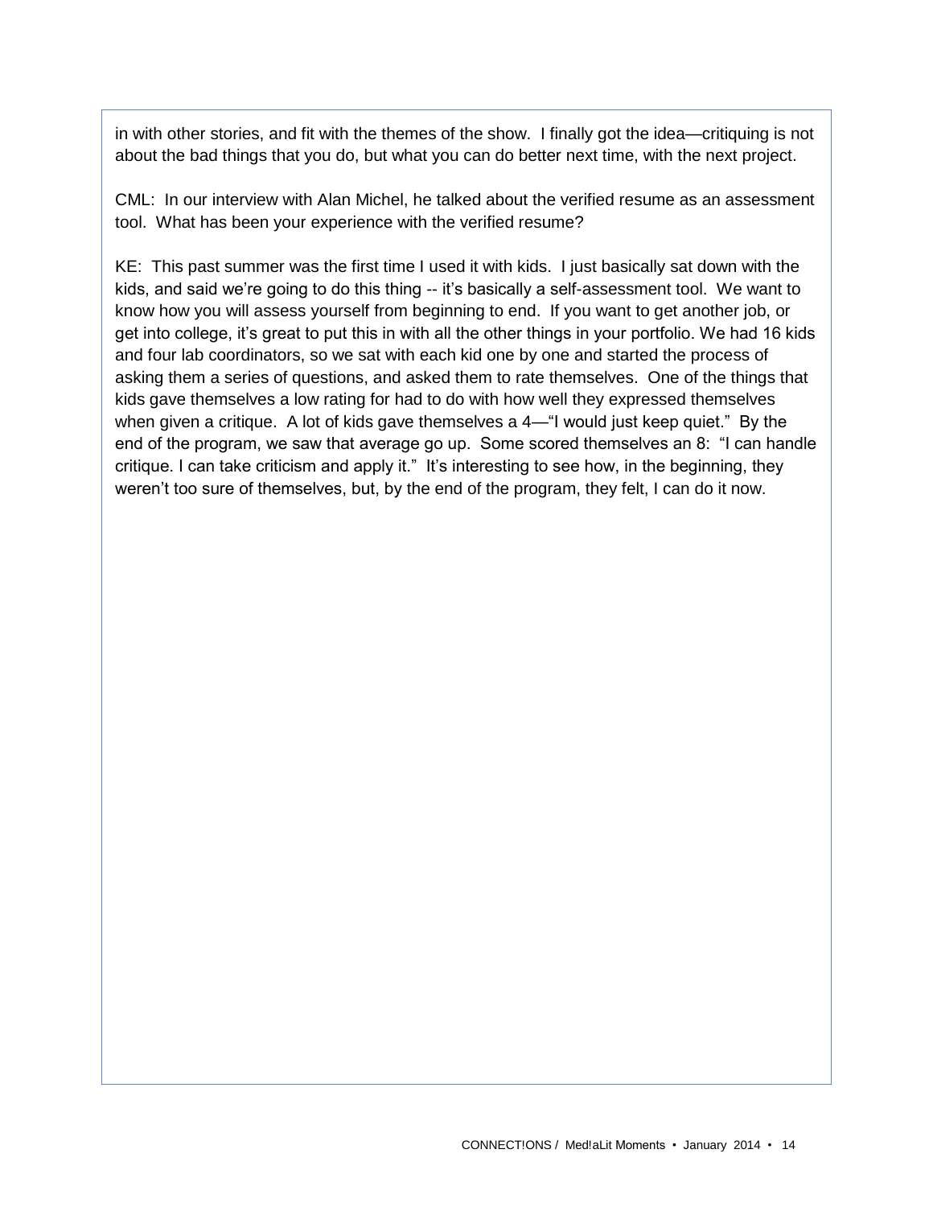in with other stories, and fit with the themes of the show. I finally got the idea—critiquing is not about the bad things that you do, but what you can do better next time, with the next project.

CML: In our interview with Alan Michel, he talked about the verified resume as an assessment tool. What has been your experience with the verified resume?

KE: This past summer was the first time I used it with kids. I just basically sat down with the kids, and said we're going to do this thing -- it's basically a self-assessment tool. We want to know how you will assess yourself from beginning to end. If you want to get another job, or get into college, it's great to put this in with all the other things in your portfolio. We had 16 kids and four lab coordinators, so we sat with each kid one by one and started the process of asking them a series of questions, and asked them to rate themselves. One of the things that kids gave themselves a low rating for had to do with how well they expressed themselves when given a critique. A lot of kids gave themselves a 4—"I would just keep quiet." By the end of the program, we saw that average go up. Some scored themselves an 8: "I can handle critique. I can take criticism and apply it." It's interesting to see how, in the beginning, they weren't too sure of themselves, but, by the end of the program, they felt, I can do it now.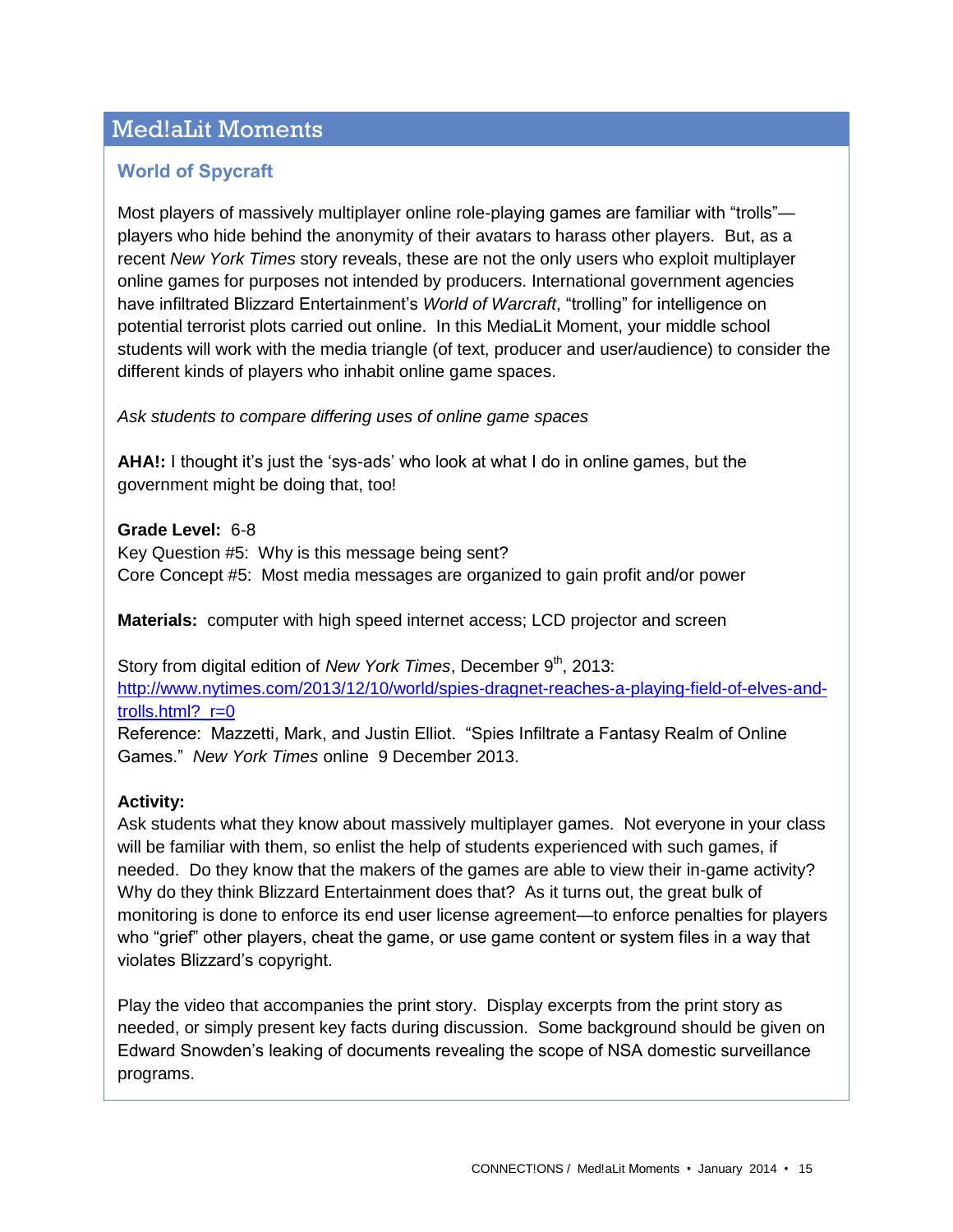## Med!aLit Moments

### World of Spycraft

Most players of massively multiplayer online role-playing games are familiar with "trolls"—players who hide behind the anonymity of their avatars to harass other players. But, as a recent *New York Times* story reveals, these are not the only users who exploit multiplayer online games for purposes not intended by producers. International government agencies have infiltrated Blizzard Entertainment's *World of Warcraft*, "trolling" for intelligence on potential terrorist plots carried out online. In this MediaLit Moment, your middle school students will work with the media triangle (of text, producer and user/audience) to consider the different kinds of players who inhabit online game spaces.

*Ask students to compare differing uses of online game spaces*

**AHA!:** I thought it's just the 'sys-ads' who look at what I do in online games, but the government might be doing that, too!

**Grade Level:** 6-8
Key Question #5: Why is this message being sent?
Core Concept #5: Most media messages are organized to gain profit and/or power

**Materials:** computer with high speed internet access; LCD projector and screen

Story from digital edition of *New York Times*, December 9th, 2013:
http://www.nytimes.com/2013/12/10/world/spies-dragnet-reaches-a-playing-field-of-elves-and-trolls.html?_r=0
Reference: Mazzetti, Mark, and Justin Elliot. "Spies Infiltrate a Fantasy Realm of Online Games." *New York Times* online 9 December 2013.

**Activity:**
Ask students what they know about massively multiplayer games. Not everyone in your class will be familiar with them, so enlist the help of students experienced with such games, if needed. Do they know that the makers of the games are able to view their in-game activity? Why do they think Blizzard Entertainment does that? As it turns out, the great bulk of monitoring is done to enforce its end user license agreement—to enforce penalties for players who "grief" other players, cheat the game, or use game content or system files in a way that violates Blizzard's copyright.

Play the video that accompanies the print story. Display excerpts from the print story as needed, or simply present key facts during discussion. Some background should be given on Edward Snowden's leaking of documents revealing the scope of NSA domestic surveillance programs.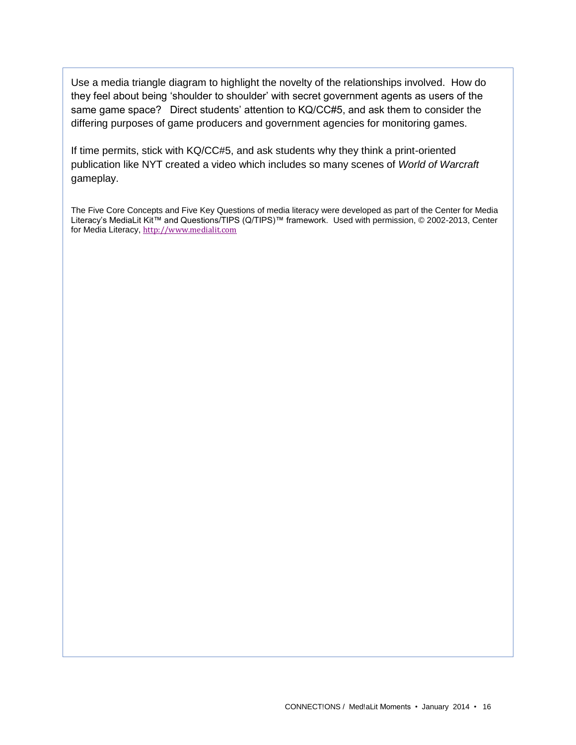Use a media triangle diagram to highlight the novelty of the relationships involved. How do they feel about being 'shoulder to shoulder' with secret government agents as users of the same game space? Direct students' attention to KQ/CC#5, and ask them to consider the differing purposes of game producers and government agencies for monitoring games.

If time permits, stick with KQ/CC#5, and ask students why they think a print-oriented publication like NYT created a video which includes so many scenes of *World of Warcraft* gameplay.

The Five Core Concepts and Five Key Questions of media literacy were developed as part of the Center for Media Literacy's MediaLit Kit™ and Questions/TIPS (Q/TIPS)™ framework. Used with permission, © 2002-2013, Center for Media Literacy, http://www.medialit.com